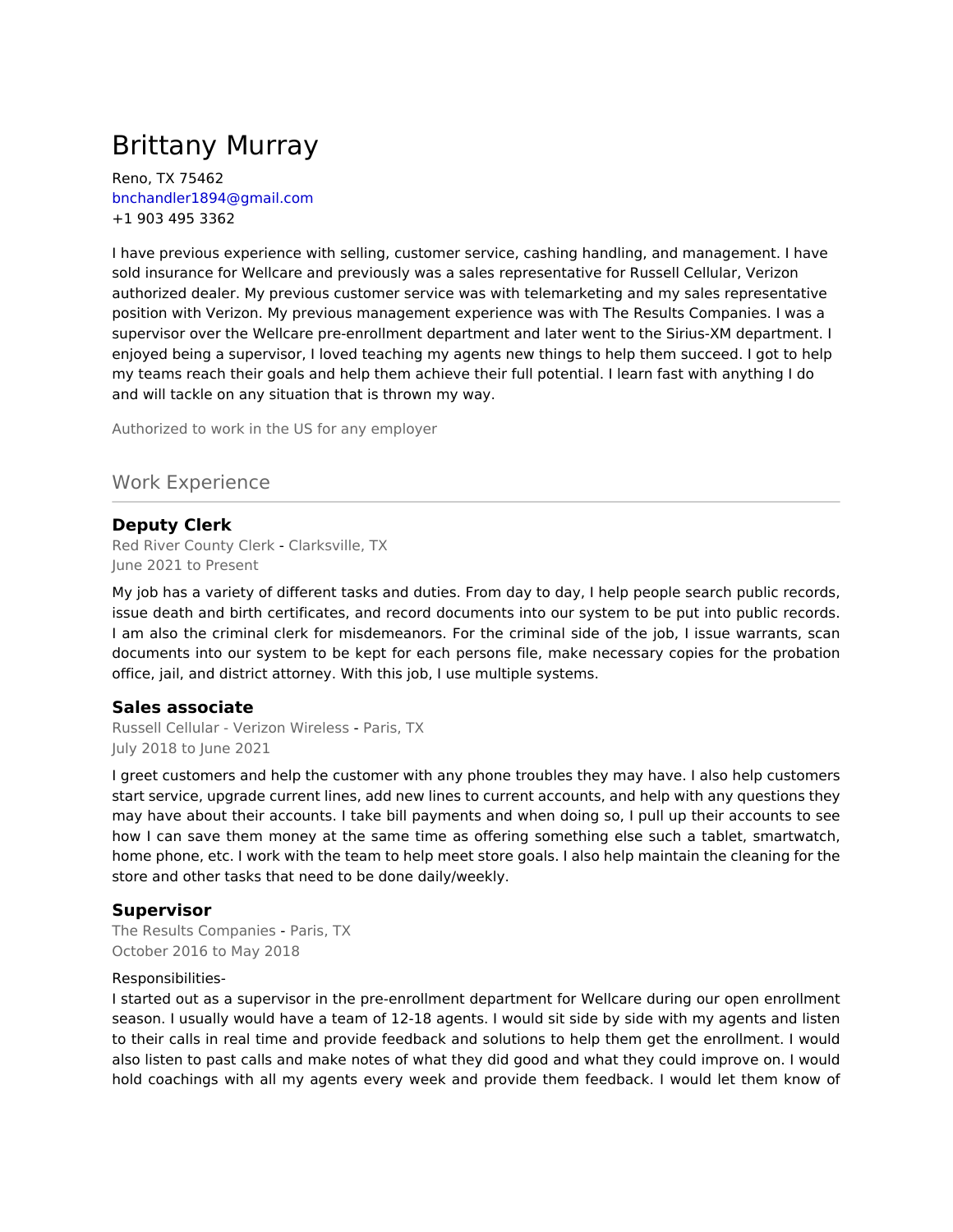# Brittany Murray

Reno, TX 75462
bnchandler1894@gmail.com
+1 903 495 3362

I have previous experience with selling, customer service, cashing handling, and management. I have sold insurance for Wellcare and previously was a sales representative for Russell Cellular, Verizon authorized dealer. My previous customer service was with telemarketing and my sales representative position with Verizon. My previous management experience was with The Results Companies. I was a supervisor over the Wellcare pre-enrollment department and later went to the Sirius-XM department. I enjoyed being a supervisor, I loved teaching my agents new things to help them succeed. I got to help my teams reach their goals and help them achieve their full potential. I learn fast with anything I do and will tackle on any situation that is thrown my way.

Authorized to work in the US for any employer

## Work Experience

### Deputy Clerk

Red River County Clerk - Clarksville, TX
June 2021 to Present

My job has a variety of different tasks and duties. From day to day, I help people search public records, issue death and birth certificates, and record documents into our system to be put into public records. I am also the criminal clerk for misdemeanors. For the criminal side of the job, I issue warrants, scan documents into our system to be kept for each persons file, make necessary copies for the probation office, jail, and district attorney. With this job, I use multiple systems.

### Sales associate

Russell Cellular - Verizon Wireless - Paris, TX
July 2018 to June 2021

I greet customers and help the customer with any phone troubles they may have. I also help customers start service, upgrade current lines, add new lines to current accounts, and help with any questions they may have about their accounts. I take bill payments and when doing so, I pull up their accounts to see how I can save them money at the same time as offering something else such a tablet, smartwatch, home phone, etc. I work with the team to help meet store goals. I also help maintain the cleaning for the store and other tasks that need to be done daily/weekly.

### Supervisor

The Results Companies - Paris, TX
October 2016 to May 2018

Responsibilities-
I started out as a supervisor in the pre-enrollment department for Wellcare during our open enrollment season. I usually would have a team of 12-18 agents. I would sit side by side with my agents and listen to their calls in real time and provide feedback and solutions to help them get the enrollment. I would also listen to past calls and make notes of what they did good and what they could improve on. I would hold coachings with all my agents every week and provide them feedback. I would let them know of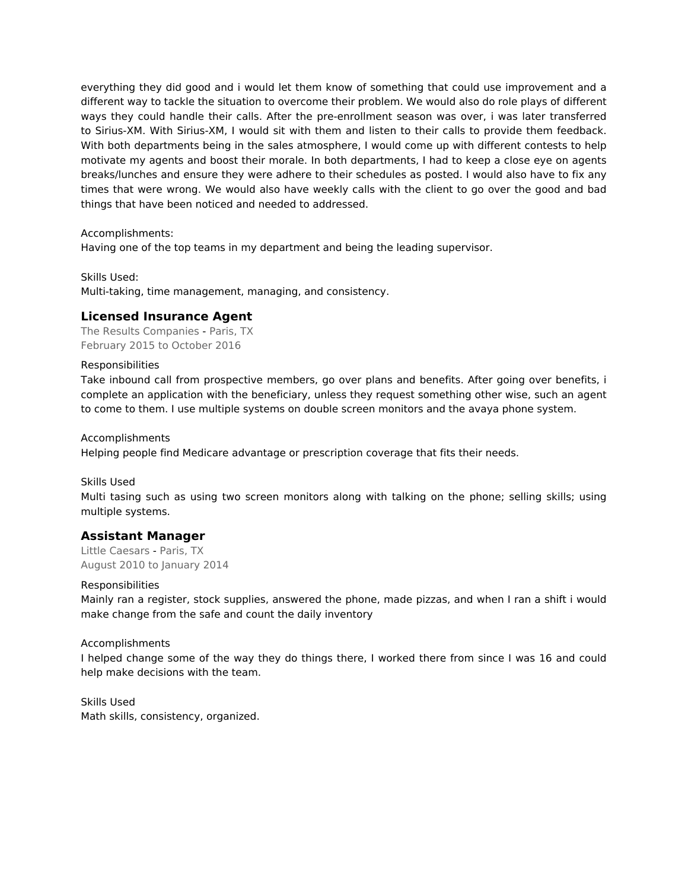everything they did good and i would let them know of something that could use improvement and a different way to tackle the situation to overcome their problem. We would also do role plays of different ways they could handle their calls. After the pre-enrollment season was over, i was later transferred to Sirius-XM. With Sirius-XM, I would sit with them and listen to their calls to provide them feedback. With both departments being in the sales atmosphere, I would come up with different contests to help motivate my agents and boost their morale. In both departments, I had to keep a close eye on agents breaks/lunches and ensure they were adhere to their schedules as posted. I would also have to fix any times that were wrong. We would also have weekly calls with the client to go over the good and bad things that have been noticed and needed to addressed.

Accomplishments:
Having one of the top teams in my department and being the leading supervisor.

Skills Used:
Multi-taking, time management, managing, and consistency.

### Licensed Insurance Agent

The Results Companies - Paris, TX
February 2015 to October 2016

Responsibilities
Take inbound call from prospective members, go over plans and benefits. After going over benefits, i complete an application with the beneficiary, unless they request something other wise, such an agent to come to them. I use multiple systems on double screen monitors and the avaya phone system.

Accomplishments
Helping people find Medicare advantage or prescription coverage that fits their needs.

Skills Used
Multi tasing such as using two screen monitors along with talking on the phone; selling skills; using multiple systems.

### Assistant Manager

Little Caesars - Paris, TX
August 2010 to January 2014

Responsibilities
Mainly ran a register, stock supplies, answered the phone, made pizzas, and when I ran a shift i would make change from the safe and count the daily inventory

Accomplishments
I helped change some of the way they do things there, I worked there from since I was 16 and could help make decisions with the team.

Skills Used
Math skills, consistency, organized.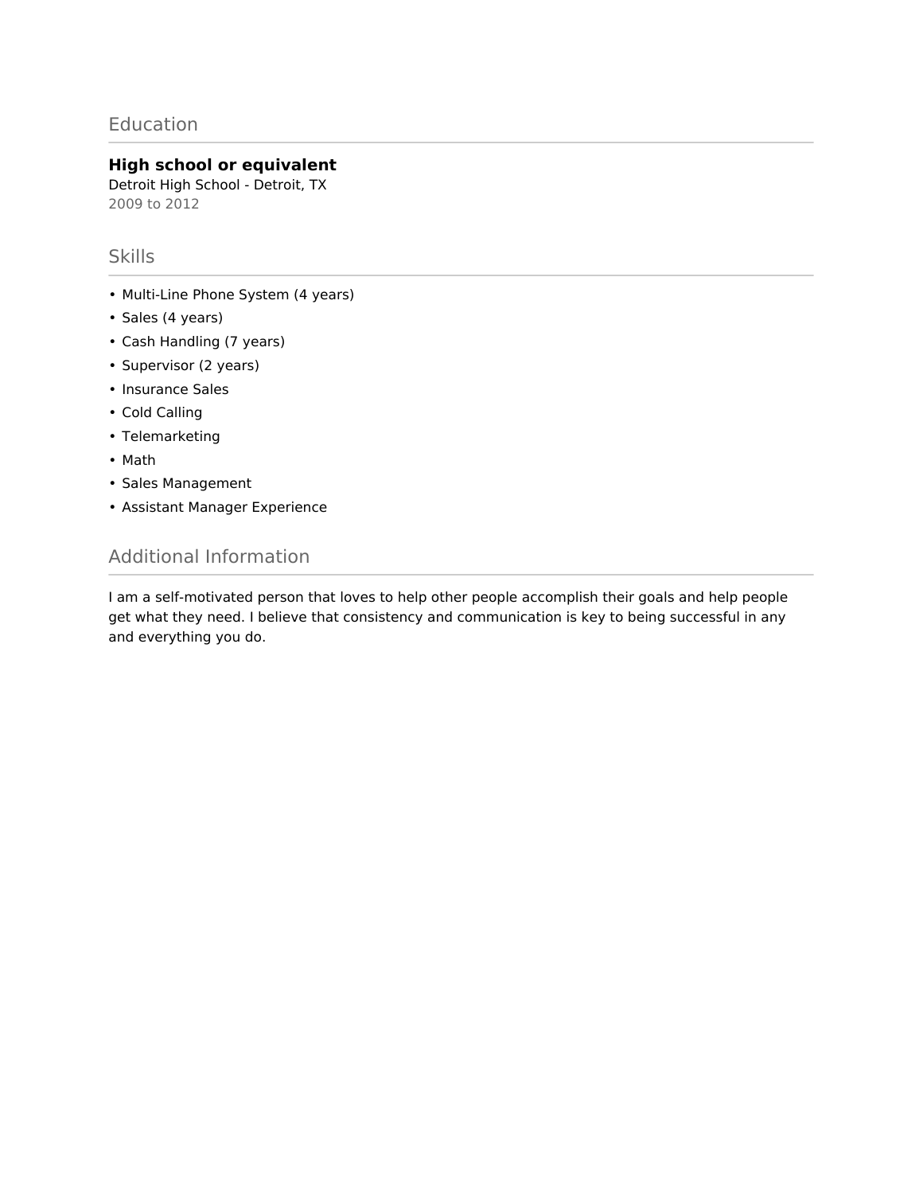## Education

**High school or equivalent**
Detroit High School - Detroit, TX
2009 to 2012

## Skills

- Multi-Line Phone System (4 years)
- Sales (4 years)
- Cash Handling (7 years)
- Supervisor (2 years)
- Insurance Sales
- Cold Calling
- Telemarketing
- Math
- Sales Management
- Assistant Manager Experience

## Additional Information

I am a self-motivated person that loves to help other people accomplish their goals and help people get what they need. I believe that consistency and communication is key to being successful in any and everything you do.